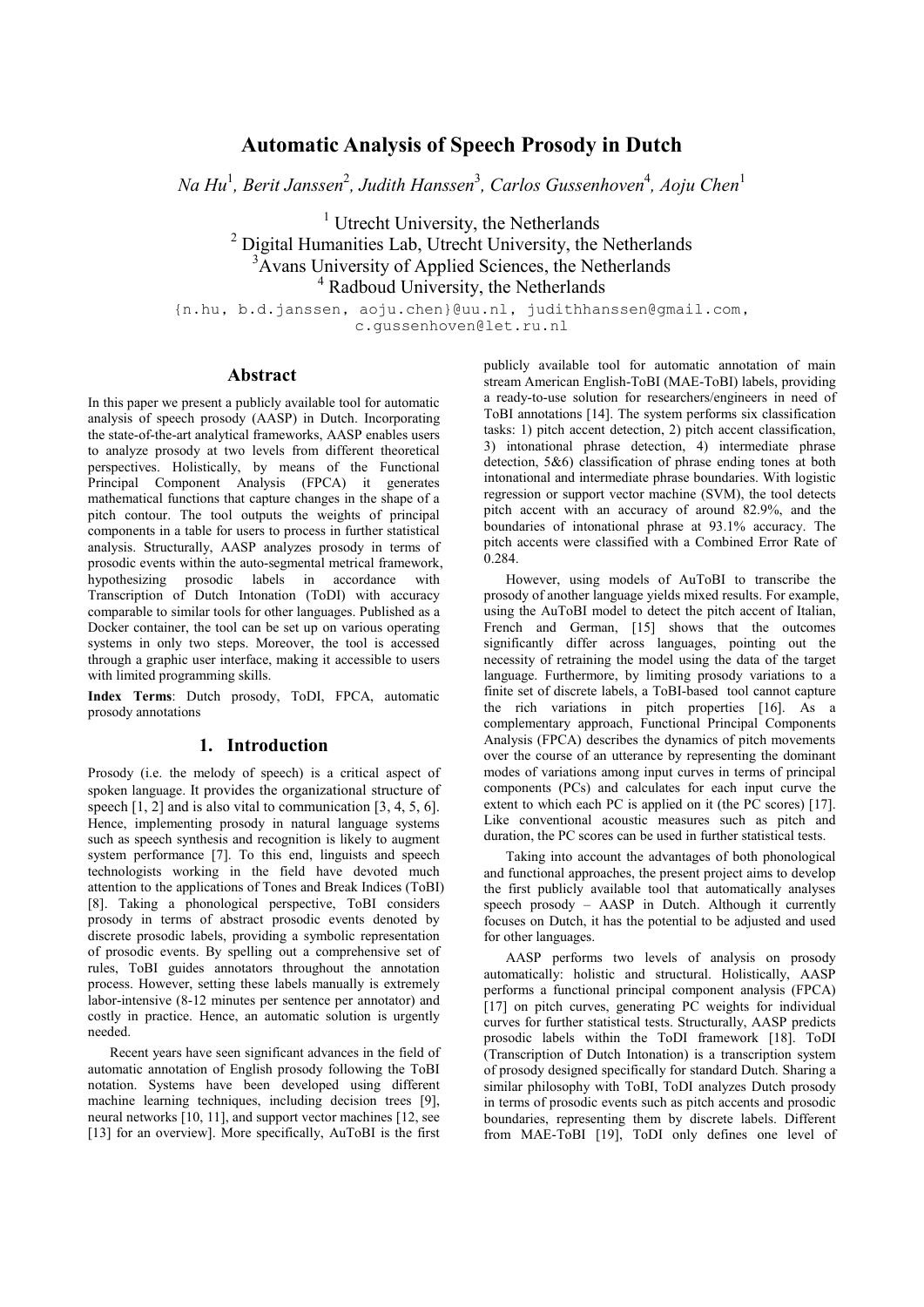# Automatic Analysis of Speech Prosody in Dutch

*Na Hu*[1], *Berit Janssen*[2], *Judith Hanssen*[3], *Carlos Gussenhoven*[4], *Aoju Chen*[1]

[1] Utrecht University, the Netherlands
[2] Digital Humanities Lab, Utrecht University, the Netherlands
[3] Avans University of Applied Sciences, the Netherlands
[4] Radboud University, the Netherlands

{n.hu, b.d.janssen, aoju.chen}@uu.nl, judithhanssen@gmail.com, c.gussenhoven@let.ru.nl

## Abstract

In this paper we present a publicly available tool for automatic analysis of speech prosody (AASP) in Dutch. Incorporating the state-of-the-art analytical frameworks, AASP enables users to analyze prosody at two levels from different theoretical perspectives. Holistically, by means of the Functional Principal Component Analysis (FPCA) it generates mathematical functions that capture changes in the shape of a pitch contour. The tool outputs the weights of principal components in a table for users to process in further statistical analysis. Structurally, AASP analyzes prosody in terms of prosodic events within the auto-segmental metrical framework, hypothesizing prosodic labels in accordance with Transcription of Dutch Intonation (ToDI) with accuracy comparable to similar tools for other languages. Published as a Docker container, the tool can be set up on various operating systems in only two steps. Moreover, the tool is accessed through a graphic user interface, making it accessible to users with limited programming skills.

**Index Terms**: Dutch prosody, ToDI, FPCA, automatic prosody annotations

## 1. Introduction

Prosody (i.e. the melody of speech) is a critical aspect of spoken language. It provides the organizational structure of speech [1, 2] and is also vital to communication [3, 4, 5, 6]. Hence, implementing prosody in natural language systems such as speech synthesis and recognition is likely to augment system performance [7]. To this end, linguists and speech technologists working in the field have devoted much attention to the applications of Tones and Break Indices (ToBI) [8]. Taking a phonological perspective, ToBI considers prosody in terms of abstract prosodic events denoted by discrete prosodic labels, providing a symbolic representation of prosodic events. By spelling out a comprehensive set of rules, ToBI guides annotators throughout the annotation process. However, setting these labels manually is extremely labor-intensive (8-12 minutes per sentence per annotator) and costly in practice. Hence, an automatic solution is urgently needed.

Recent years have seen significant advances in the field of automatic annotation of English prosody following the ToBI notation. Systems have been developed using different machine learning techniques, including decision trees [9], neural networks [10, 11], and support vector machines [12, see [13] for an overview]. More specifically, AuToBI is the first publicly available tool for automatic annotation of main stream American English-ToBI (MAE-ToBI) labels, providing a ready-to-use solution for researchers/engineers in need of ToBI annotations [14]. The system performs six classification tasks: 1) pitch accent detection, 2) pitch accent classification, 3) intonational phrase detection, 4) intermediate phrase detection, 5&6) classification of phrase ending tones at both intonational and intermediate phrase boundaries. With logistic regression or support vector machine (SVM), the tool detects pitch accent with an accuracy of around 82.9%, and the boundaries of intonational phrase at 93.1% accuracy. The pitch accents were classified with a Combined Error Rate of 0.284.

However, using models of AuToBI to transcribe the prosody of another language yields mixed results. For example, using the AuToBI model to detect the pitch accent of Italian, French and German, [15] shows that the outcomes significantly differ across languages, pointing out the necessity of retraining the model using the data of the target language. Furthermore, by limiting prosody variations to a finite set of discrete labels, a ToBI-based tool cannot capture the rich variations in pitch properties [16]. As a complementary approach, Functional Principal Components Analysis (FPCA) describes the dynamics of pitch movements over the course of an utterance by representing the dominant modes of variations among input curves in terms of principal components (PCs) and calculates for each input curve the extent to which each PC is applied on it (the PC scores) [17]. Like conventional acoustic measures such as pitch and duration, the PC scores can be used in further statistical tests.

Taking into account the advantages of both phonological and functional approaches, the present project aims to develop the first publicly available tool that automatically analyses speech prosody – AASP in Dutch. Although it currently focuses on Dutch, it has the potential to be adjusted and used for other languages.

AASP performs two levels of analysis on prosody automatically: holistic and structural. Holistically, AASP performs a functional principal component analysis (FPCA) [17] on pitch curves, generating PC weights for individual curves for further statistical tests. Structurally, AASP predicts prosodic labels within the ToDI framework [18]. ToDI (Transcription of Dutch Intonation) is a transcription system of prosody designed specifically for standard Dutch. Sharing a similar philosophy with ToBI, ToDI analyzes Dutch prosody in terms of prosodic events such as pitch accents and prosodic boundaries, representing them by discrete labels. Different from MAE-ToBI [19], ToDI only defines one level of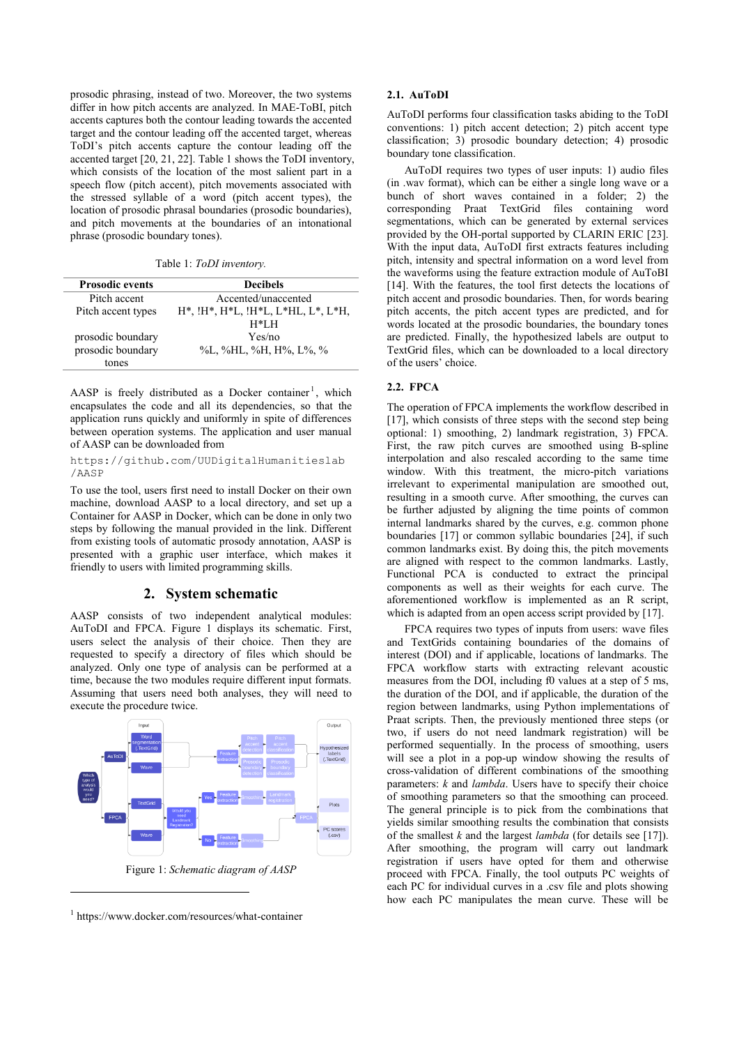prosodic phrasing, instead of two. Moreover, the two systems differ in how pitch accents are analyzed. In MAE-ToBI, pitch accents captures both the contour leading towards the accented target and the contour leading off the accented target, whereas ToDI's pitch accents capture the contour leading off the accented target [20, 21, 22]. Table 1 shows the ToDI inventory, which consists of the location of the most salient part in a speech flow (pitch accent), pitch movements associated with the stressed syllable of a word (pitch accent types), the location of prosodic phrasal boundaries (prosodic boundaries), and pitch movements at the boundaries of an intonational phrase (prosodic boundary tones).

Table 1: *ToDI inventory.*

| Prosodic events | Decibels |
|---|---|
| Pitch accent | Accented/unaccented |
| Pitch accent types | H*, !H*, H*L, !H*L, L*HL, L*, L*H, H*LH |
| prosodic boundary | Yes/no |
| prosodic boundary tones | %L, %HL, %H, H%, L%, % |

AASP is freely distributed as a Docker container[1], which encapsulates the code and all its dependencies, so that the application runs quickly and uniformly in spite of differences between operation systems. The application and user manual of AASP can be downloaded from

```
https://github.com/UUDigitalHumanitieslab/AASP
```

To use the tool, users first need to install Docker on their own machine, download AASP to a local directory, and set up a Container for AASP in Docker, which can be done in only two steps by following the manual provided in the link. Different from existing tools of automatic prosody annotation, AASP is presented with a graphic user interface, which makes it friendly to users with limited programming skills.

## 2. System schematic

AASP consists of two independent analytical modules: AuToDI and FPCA. Figure 1 displays its schematic. First, users select the analysis of their choice. Then they are requested to specify a directory of files which should be analyzed. Only one type of analysis can be performed at a time, because the two modules require different input formats. Assuming that users need both analyses, they will need to execute the procedure twice.

Figure 1: *Schematic diagram of AASP*

[1] https://www.docker.com/resources/what-container

### 2.1. AuToDI

AuToDI performs four classification tasks abiding to the ToDI conventions: 1) pitch accent detection; 2) pitch accent type classification; 3) prosodic boundary detection; 4) prosodic boundary tone classification.

AuToDI requires two types of user inputs: 1) audio files (in .wav format), which can be either a single long wave or a bunch of short waves contained in a folder; 2) the corresponding Praat TextGrid files containing word segmentations, which can be generated by external services provided by the OH-portal supported by CLARIN ERIC [23]. With the input data, AuToDI first extracts features including pitch, intensity and spectral information on a word level from the waveforms using the feature extraction module of AuToBI [14]. With the features, the tool first detects the locations of pitch accent and prosodic boundaries. Then, for words bearing pitch accents, the pitch accent types are predicted, and for words located at the prosodic boundaries, the boundary tones are predicted. Finally, the hypothesized labels are output to TextGrid files, which can be downloaded to a local directory of the users' choice.

### 2.2. FPCA

The operation of FPCA implements the workflow described in [17], which consists of three steps with the second step being optional: 1) smoothing, 2) landmark registration, 3) FPCA. First, the raw pitch curves are smoothed using B-spline interpolation and also rescaled according to the same time window. With this treatment, the micro-pitch variations irrelevant to experimental manipulation are smoothed out, resulting in a smooth curve. After smoothing, the curves can be further adjusted by aligning the time points of common internal landmarks shared by the curves, e.g. common phone boundaries [17] or common syllabic boundaries [24], if such common landmarks exist. By doing this, the pitch movements are aligned with respect to the common landmarks. Lastly, Functional PCA is conducted to extract the principal components as well as their weights for each curve. The aforementioned workflow is implemented as an R script, which is adapted from an open access script provided by [17].

FPCA requires two types of inputs from users: wave files and TextGrids containing boundaries of the domains of interest (DOI) and if applicable, locations of landmarks. The FPCA workflow starts with extracting relevant acoustic measures from the DOI, including f0 values at a step of 5 ms, the duration of the DOI, and if applicable, the duration of the region between landmarks, using Python implementations of Praat scripts. Then, the previously mentioned three steps (or two, if users do not need landmark registration) will be performed sequentially. In the process of smoothing, users will see a plot in a pop-up window showing the results of cross-validation of different combinations of the smoothing parameters: *k* and *lambda*. Users have to specify their choice of smoothing parameters so that the smoothing can proceed. The general principle is to pick from the combinations that yields similar smoothing results the combination that consists of the smallest *k* and the largest *lambda* (for details see [17]). After smoothing, the program will carry out landmark registration if users have opted for them and otherwise proceed with FPCA. Finally, the tool outputs PC weights of each PC for individual curves in a .csv file and plots showing how each PC manipulates the mean curve. These will be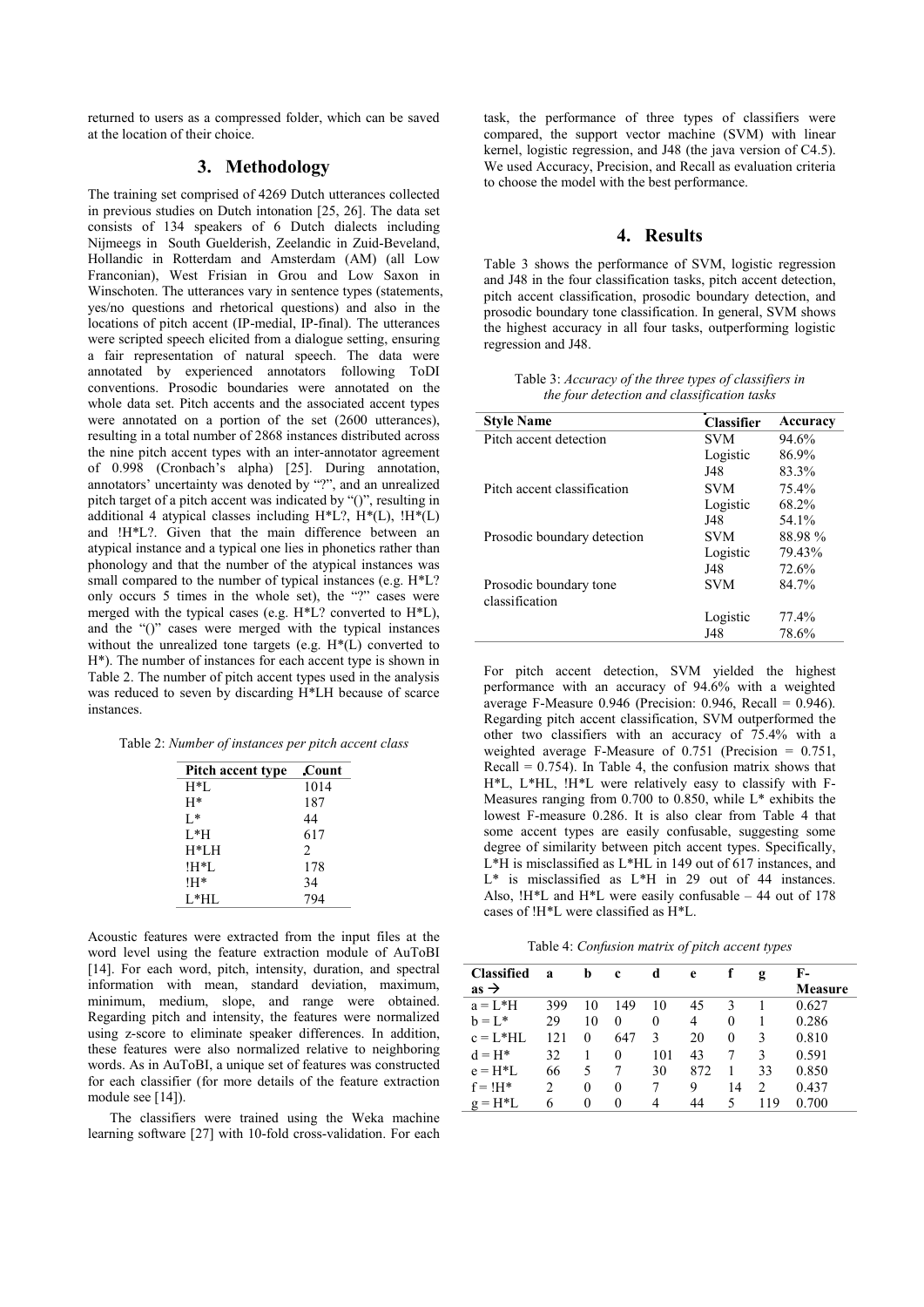returned to users as a compressed folder, which can be saved at the location of their choice.

## 3. Methodology

The training set comprised of 4269 Dutch utterances collected in previous studies on Dutch intonation [25, 26]. The data set consists of 134 speakers of 6 Dutch dialects including Nijmeegs in South Guelderish, Zeelandic in Zuid-Beveland, Hollandic in Rotterdam and Amsterdam (AM) (all Low Franconian), West Frisian in Grou and Low Saxon in Winschoten. The utterances vary in sentence types (statements, yes/no questions and rhetorical questions) and also in the locations of pitch accent (IP-medial, IP-final). The utterances were scripted speech elicited from a dialogue setting, ensuring a fair representation of natural speech. The data were annotated by experienced annotators following ToDI conventions. Prosodic boundaries were annotated on the whole data set. Pitch accents and the associated accent types were annotated on a portion of the set (2600 utterances), resulting in a total number of 2868 instances distributed across the nine pitch accent types with an inter-annotator agreement of 0.998 (Cronbach's alpha) [25]. During annotation, annotators' uncertainty was denoted by "?", and an unrealized pitch target of a pitch accent was indicated by "()", resulting in additional 4 atypical classes including H*L?, H*(L), !H*(L) and !H*L?. Given that the main difference between an atypical instance and a typical one lies in phonetics rather than phonology and that the number of the atypical instances was small compared to the number of typical instances (e.g. H*L? only occurs 5 times in the whole set), the "?" cases were merged with the typical cases (e.g. H*L? converted to H*L), and the "()" cases were merged with the typical instances without the unrealized tone targets (e.g. H*(L) converted to H*). The number of instances for each accent type is shown in Table 2. The number of pitch accent types used in the analysis was reduced to seven by discarding H*LH because of scarce instances.

Table 2: *Number of instances per pitch accent class*

| Pitch accent type | Count |
|---|---|
| H*L | 1014 |
| H* | 187 |
| L* | 44 |
| L*H | 617 |
| H*LH | 2 |
| !H*L | 178 |
| !H* | 34 |
| L*HL | 794 |

Acoustic features were extracted from the input files at the word level using the feature extraction module of AuToBI [14]. For each word, pitch, intensity, duration, and spectral information with mean, standard deviation, maximum, minimum, medium, slope, and range were obtained. Regarding pitch and intensity, the features were normalized using z-score to eliminate speaker differences. In addition, these features were also normalized relative to neighboring words. As in AuToBI, a unique set of features was constructed for each classifier (for more details of the feature extraction module see [14]).

The classifiers were trained using the Weka machine learning software [27] with 10-fold cross-validation. For each task, the performance of three types of classifiers were compared, the support vector machine (SVM) with linear kernel, logistic regression, and J48 (the java version of C4.5). We used Accuracy, Precision, and Recall as evaluation criteria to choose the model with the best performance.

## 4. Results

Table 3 shows the performance of SVM, logistic regression and J48 in the four classification tasks, pitch accent detection, pitch accent classification, prosodic boundary detection, and prosodic boundary tone classification. In general, SVM shows the highest accuracy in all four tasks, outperforming logistic regression and J48.

Table 3: *Accuracy of the three types of classifiers in the four detection and classification tasks*

| Style Name | Classifier | Accuracy |
|---|---|---|
| Pitch accent detection | SVM | 94.6% |
| | Logistic | 86.9% |
| | J48 | 83.3% |
| Pitch accent classification | SVM | 75.4% |
| | Logistic | 68.2% |
| | J48 | 54.1% |
| Prosodic boundary detection | SVM | 88.98 % |
| | Logistic | 79.43% |
| | J48 | 72.6% |
| Prosodic boundary tone classification | SVM | 84.7% |
| | Logistic | 77.4% |
| | J48 | 78.6% |

For pitch accent detection, SVM yielded the highest performance with an accuracy of 94.6% with a weighted average F-Measure 0.946 (Precision: 0.946, Recall = 0.946). Regarding pitch accent classification, SVM outperformed the other two classifiers with an accuracy of 75.4% with a weighted average F-Measure of 0.751 (Precision = 0.751, Recall = 0.754). In Table 4, the confusion matrix shows that H*L, L*HL, !H*L were relatively easy to classify with F-Measures ranging from 0.700 to 0.850, while L* exhibits the lowest F-measure 0.286. It is also clear from Table 4 that some accent types are easily confusable, suggesting some degree of similarity between pitch accent types. Specifically, L*H is misclassified as L*HL in 149 out of 617 instances, and L* is misclassified as L*H in 29 out of 44 instances. Also, !H*L and H*L were easily confusable – 44 out of 178 cases of !H*L were classified as H*L.

Table 4: *Confusion matrix of pitch accent types*

| Classified as → | a | b | c | d | e | f | g | F-Measure |
|---|---|---|---|---|---|---|---|---|
| a = L*H | 399 | 10 | 149 | 10 | 45 | 3 | 1 | 0.627 |
| b = L* | 29 | 10 | 0 | 0 | 4 | 0 | 1 | 0.286 |
| c = L*HL | 121 | 0 | 647 | 3 | 20 | 0 | 3 | 0.810 |
| d = H* | 32 | 1 | 0 | 101 | 43 | 7 | 3 | 0.591 |
| e = H*L | 66 | 5 | 7 | 30 | 872 | 1 | 33 | 0.850 |
| f = !H* | 2 | 0 | 0 | 7 | 9 | 14 | 2 | 0.437 |
| g = H*L | 6 | 0 | 0 | 4 | 44 | 5 | 119 | 0.700 |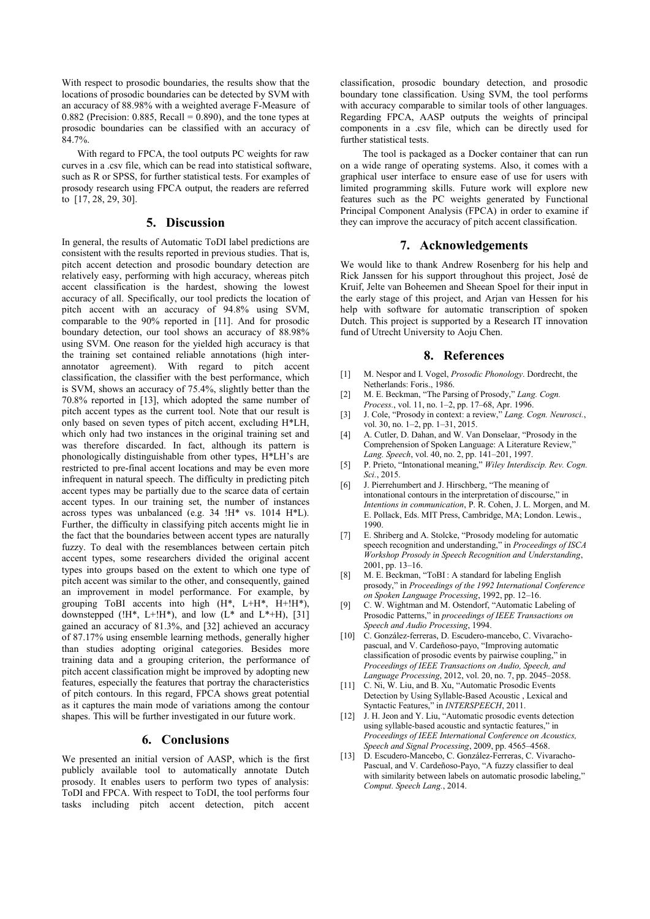With respect to prosodic boundaries, the results show that the locations of prosodic boundaries can be detected by SVM with an accuracy of 88.98% with a weighted average F-Measure of 0.882 (Precision: 0.885, Recall = 0.890), and the tone types at prosodic boundaries can be classified with an accuracy of 84.7%.

With regard to FPCA, the tool outputs PC weights for raw curves in a .csv file, which can be read into statistical software, such as R or SPSS, for further statistical tests. For examples of prosody research using FPCA output, the readers are referred to [17, 28, 29, 30].

## 5. Discussion

In general, the results of Automatic ToDI label predictions are consistent with the results reported in previous studies. That is, pitch accent detection and prosodic boundary detection are relatively easy, performing with high accuracy, whereas pitch accent classification is the hardest, showing the lowest accuracy of all. Specifically, our tool predicts the location of pitch accent with an accuracy of 94.8% using SVM, comparable to the 90% reported in [11]. And for prosodic boundary detection, our tool shows an accuracy of 88.98% using SVM. One reason for the yielded high accuracy is that the training set contained reliable annotations (high inter-annotator agreement). With regard to pitch accent classification, the classifier with the best performance, which is SVM, shows an accuracy of 75.4%, slightly better than the 70.8% reported in [13], which adopted the same number of pitch accent types as the current tool. Note that our result is only based on seven types of pitch accent, excluding H*LH, which only had two instances in the original training set and was therefore discarded. In fact, although its pattern is phonologically distinguishable from other types, H*LH's are restricted to pre-final accent locations and may be even more infrequent in natural speech. The difficulty in predicting pitch accent types may be partially due to the scarce data of certain accent types. In our training set, the number of instances across types was unbalanced (e.g. 34 !H* vs. 1014 H*L). Further, the difficulty in classifying pitch accents might lie in the fact that the boundaries between accent types are naturally fuzzy. To deal with the resemblances between certain pitch accent types, some researchers divided the original accent types into groups based on the extent to which one type of pitch accent was similar to the other, and consequently, gained an improvement in model performance. For example, by grouping ToBI accents into high (H*, L+H*, H+!H*), downstepped (!H*, L+!H*), and low (L* and L*+H), [31] gained an accuracy of 81.3%, and [32] achieved an accuracy of 87.17% using ensemble learning methods, generally higher than studies adopting original categories. Besides more training data and a grouping criterion, the performance of pitch accent classification might be improved by adopting new features, especially the features that portray the characteristics of pitch contours. In this regard, FPCA shows great potential as it captures the main mode of variations among the contour shapes. This will be further investigated in our future work.

## 6. Conclusions

We presented an initial version of AASP, which is the first publicly available tool to automatically annotate Dutch prosody. It enables users to perform two types of analysis: ToDI and FPCA. With respect to ToDI, the tool performs four tasks including pitch accent detection, pitch accent classification, prosodic boundary detection, and prosodic boundary tone classification. Using SVM, the tool performs with accuracy comparable to similar tools of other languages. Regarding FPCA, AASP outputs the weights of principal components in a .csv file, which can be directly used for further statistical tests.

The tool is packaged as a Docker container that can run on a wide range of operating systems. Also, it comes with a graphical user interface to ensure ease of use for users with limited programming skills. Future work will explore new features such as the PC weights generated by Functional Principal Component Analysis (FPCA) in order to examine if they can improve the accuracy of pitch accent classification.

## 7. Acknowledgements

We would like to thank Andrew Rosenberg for his help and Rick Janssen for his support throughout this project, José de Kruif, Jelte van Boheemen and Sheean Spoel for their input in the early stage of this project, and Arjan van Hessen for his help with software for automatic transcription of spoken Dutch. This project is supported by a Research IT innovation fund of Utrecht University to Aoju Chen.

## 8. References

[1] M. Nespor and I. Vogel, *Prosodic Phonology*. Dordrecht, the Netherlands: Foris., 1986.

[2] M. E. Beckman, "The Parsing of Prosody," *Lang. Cogn. Process.*, vol. 11, no. 1–2, pp. 17–68, Apr. 1996.

[3] J. Cole, "Prosody in context: a review," *Lang. Cogn. Neurosci.*, vol. 30, no. 1–2, pp. 1–31, 2015.

[4] A. Cutler, D. Dahan, and W. Van Donselaar, "Prosody in the Comprehension of Spoken Language: A Literature Review," *Lang. Speech*, vol. 40, no. 2, pp. 141–201, 1997.

[5] P. Prieto, "Intonational meaning," *Wiley Interdiscip. Rev. Cogn. Sci.*, 2015.

[6] J. Pierrehumbert and J. Hirschberg, "The meaning of intonational contours in the interpretation of discourse," in *Intentions in communication*, P. R. Cohen, J. L. Morgen, and M. E. Pollack, Eds. MIT Press, Cambridge, MA; London. Lewis., 1990.

[7] E. Shriberg and A. Stolcke, "Prosody modeling for automatic speech recognition and understanding," in *Proceedings of ISCA Workshop Prosody in Speech Recognition and Understanding*, 2001, pp. 13–16.

[8] M. E. Beckman, "ToBI : A standard for labeling English prosody," in *Proceedings of the 1992 International Conference on Spoken Language Processing*, 1992, pp. 12–16.

[9] C. W. Wightman and M. Ostendorf, "Automatic Labeling of Prosodic Patterns," in *proceedings of IEEE Transactions on Speech and Audio Processing*, 1994.

[10] C. González-ferreras, D. Escudero-mancebo, C. Vivaracho-pascual, and V. Cardeñoso-payo, "Improving automatic classification of prosodic events by pairwise coupling," in *Proceedings of IEEE Transactions on Audio, Speech, and Language Processing*, 2012, vol. 20, no. 7, pp. 2045–2058.

[11] C. Ni, W. Liu, and B. Xu, "Automatic Prosodic Events Detection by Using Syllable-Based Acoustic , Lexical and Syntactic Features," in *INTERSPEECH*, 2011.

[12] J. H. Jeon and Y. Liu, "Automatic prosodic events detection using syllable-based acoustic and syntactic features," in *Proceedings of IEEE International Conference on Acoustics, Speech and Signal Processing*, 2009, pp. 4565–4568.

[13] D. Escudero-Mancebo, C. González-Ferreras, C. Vivaracho-Pascual, and V. Cardeñoso-Payo, "A fuzzy classifier to deal with similarity between labels on automatic prosodic labeling," *Comput. Speech Lang.*, 2014.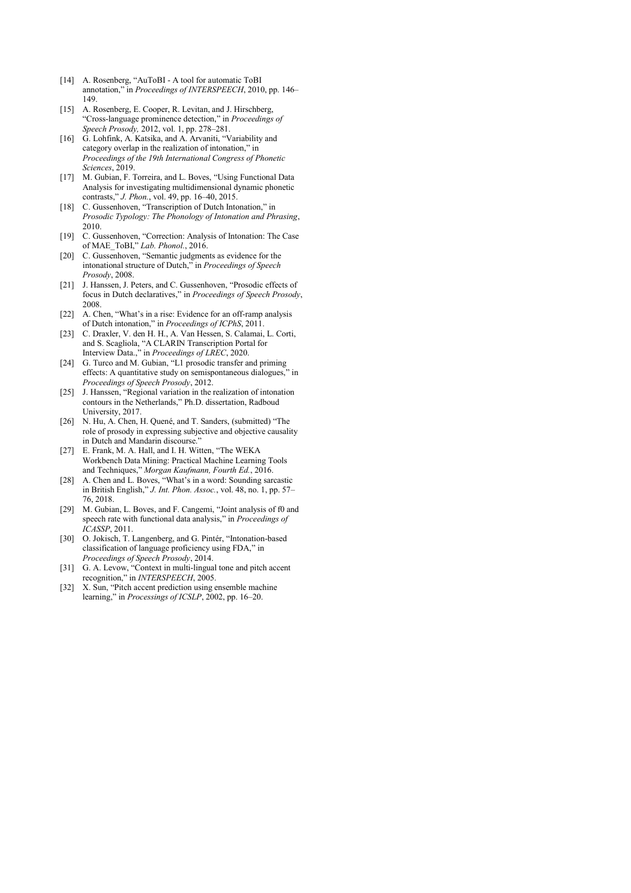[14] A. Rosenberg, "AuToBI - A tool for automatic ToBI annotation," in *Proceedings of INTERSPEECH*, 2010, pp. 146–149.

[15] A. Rosenberg, E. Cooper, R. Levitan, and J. Hirschberg, "Cross-language prominence detection," in *Proceedings of Speech Prosody,* 2012, vol. 1, pp. 278–281.

[16] G. Lohfink, A. Katsika, and A. Arvaniti, "Variability and category overlap in the realization of intonation," in *Proceedings of the 19th International Congress of Phonetic Sciences*, 2019.

[17] M. Gubian, F. Torreira, and L. Boves, "Using Functional Data Analysis for investigating multidimensional dynamic phonetic contrasts," *J. Phon.*, vol. 49, pp. 16–40, 2015.

[18] C. Gussenhoven, "Transcription of Dutch Intonation," in *Prosodic Typology: The Phonology of Intonation and Phrasing*, 2010.

[19] C. Gussenhoven, "Correction: Analysis of Intonation: The Case of MAE_ToBI," *Lab. Phonol.*, 2016.

[20] C. Gussenhoven, "Semantic judgments as evidence for the intonational structure of Dutch," in *Proceedings of Speech Prosody*, 2008.

[21] J. Hanssen, J. Peters, and C. Gussenhoven, "Prosodic effects of focus in Dutch declaratives," in *Proceedings of Speech Prosody*, 2008.

[22] A. Chen, "What's in a rise: Evidence for an off-ramp analysis of Dutch intonation," in *Proceedings of ICPhS*, 2011.

[23] C. Draxler, V. den H. H., A. Van Hessen, S. Calamai, L. Corti, and S. Scagliola, "A CLARIN Transcription Portal for Interview Data.," in *Proceedings of LREC*, 2020.

[24] G. Turco and M. Gubian, "L1 prosodic transfer and priming effects: A quantitative study on semispontaneous dialogues," in *Proceedings of Speech Prosody*, 2012.

[25] J. Hanssen, "Regional variation in the realization of intonation contours in the Netherlands," Ph.D. dissertation, Radboud University, 2017.

[26] N. Hu, A. Chen, H. Quené, and T. Sanders, (submitted) "The role of prosody in expressing subjective and objective causality in Dutch and Mandarin discourse."

[27] E. Frank, M. A. Hall, and I. H. Witten, "The WEKA Workbench Data Mining: Practical Machine Learning Tools and Techniques," *Morgan Kaufmann, Fourth Ed.*, 2016.

[28] A. Chen and L. Boves, "What's in a word: Sounding sarcastic in British English," *J. Int. Phon. Assoc.*, vol. 48, no. 1, pp. 57–76, 2018.

[29] M. Gubian, L. Boves, and F. Cangemi, "Joint analysis of f0 and speech rate with functional data analysis," in *Proceedings of ICASSP*, 2011.

[30] O. Jokisch, T. Langenberg, and G. Pintér, "Intonation-based classification of language proficiency using FDA," in *Proceedings of Speech Prosody*, 2014.

[31] G. A. Levow, "Context in multi-lingual tone and pitch accent recognition," in *INTERSPEECH*, 2005.

[32] X. Sun, "Pitch accent prediction using ensemble machine learning," in *Processings of ICSLP*, 2002, pp. 16–20.